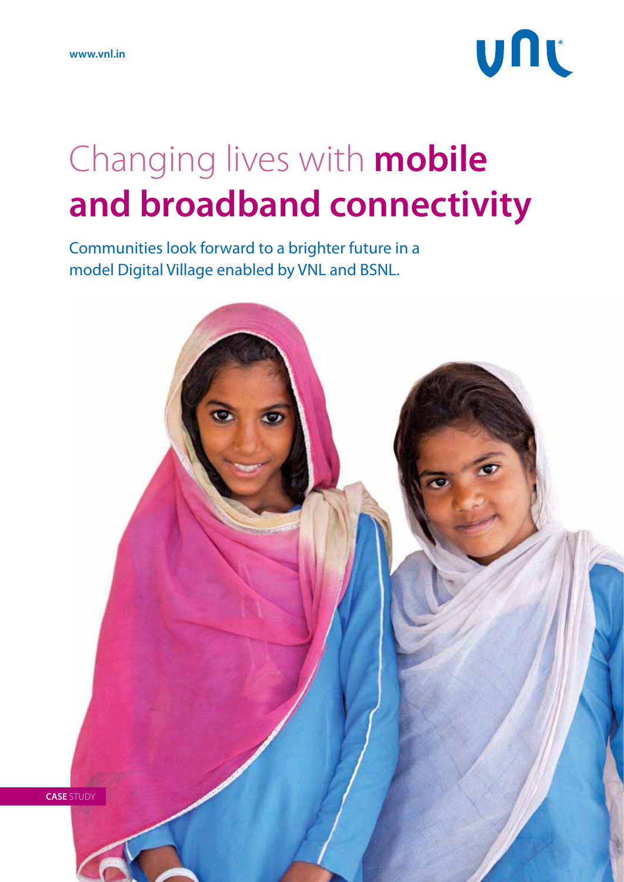www.vnl.in

vnl

# Changing lives with **mobile and broadband connectivity**

Communities look forward to a brighter future in a model Digital Village enabled by VNL and BSNL.

**CASE** STUDY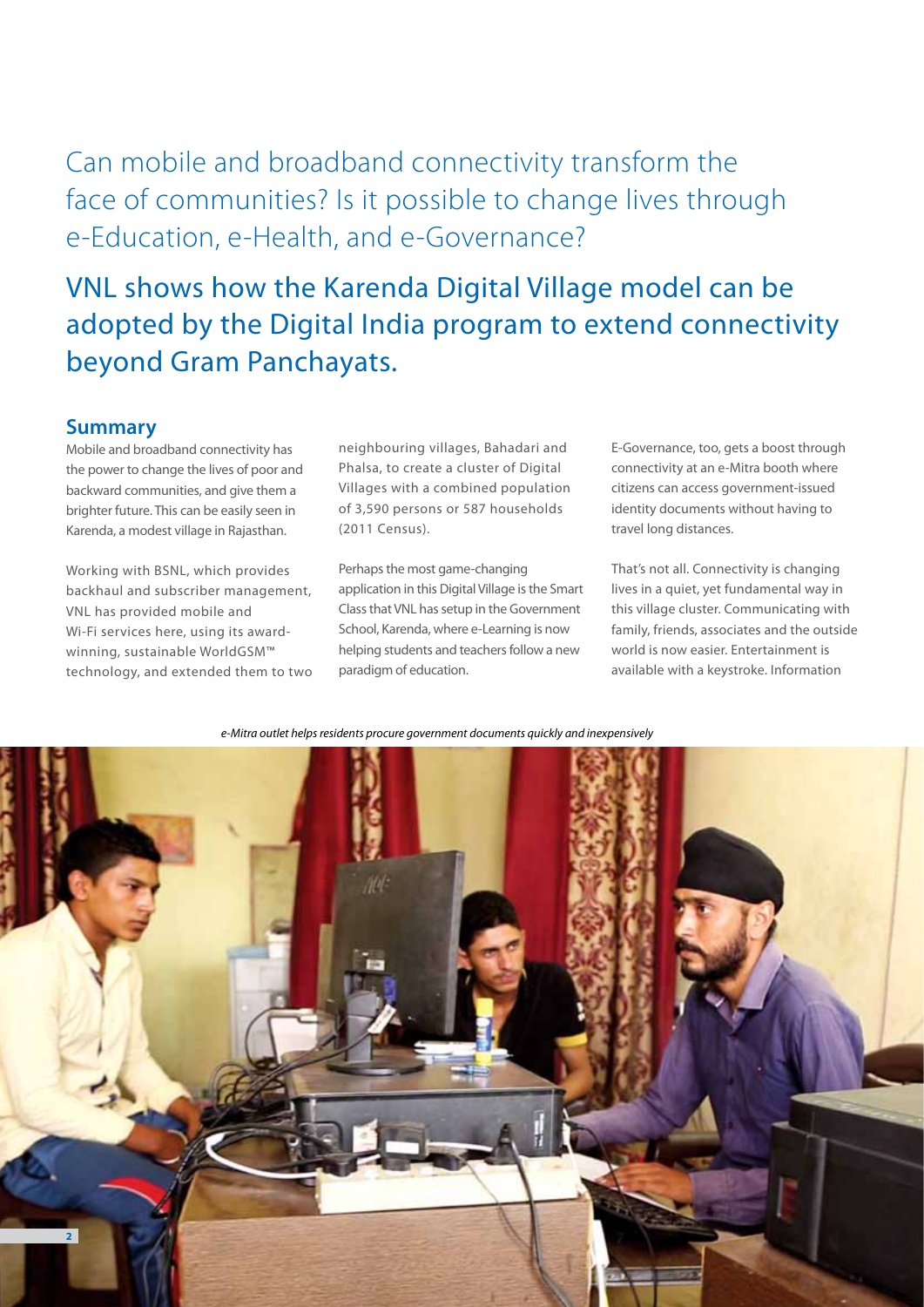Can mobile and broadband connectivity transform the face of communities? Is it possible to change lives through e-Education, e-Health, and e-Governance?

# VNL shows how the Karenda Digital Village model can be adopted by the Digital India program to extend connectivity beyond Gram Panchayats.

## Summary

Mobile and broadband connectivity has the power to change the lives of poor and backward communities, and give them a brighter future. This can be easily seen in Karenda, a modest village in Rajasthan.

Working with BSNL, which provides backhaul and subscriber management, VNL has provided mobile and Wi-Fi services here, using its award-winning, sustainable WorldGSM™ technology, and extended them to two neighbouring villages, Bahadari and Phalsa, to create a cluster of Digital Villages with a combined population of 3,590 persons or 587 households (2011 Census).

Perhaps the most game-changing application in this Digital Village is the Smart Class that VNL has setup in the Government School, Karenda, where e-Learning is now helping students and teachers follow a new paradigm of education.

E-Governance, too, gets a boost through connectivity at an e-Mitra booth where citizens can access government-issued identity documents without having to travel long distances.

That's not all. Connectivity is changing lives in a quiet, yet fundamental way in this village cluster. Communicating with family, friends, associates and the outside world is now easier. Entertainment is available with a keystroke. Information

*e-Mitra outlet helps residents procure government documents quickly and inexpensively*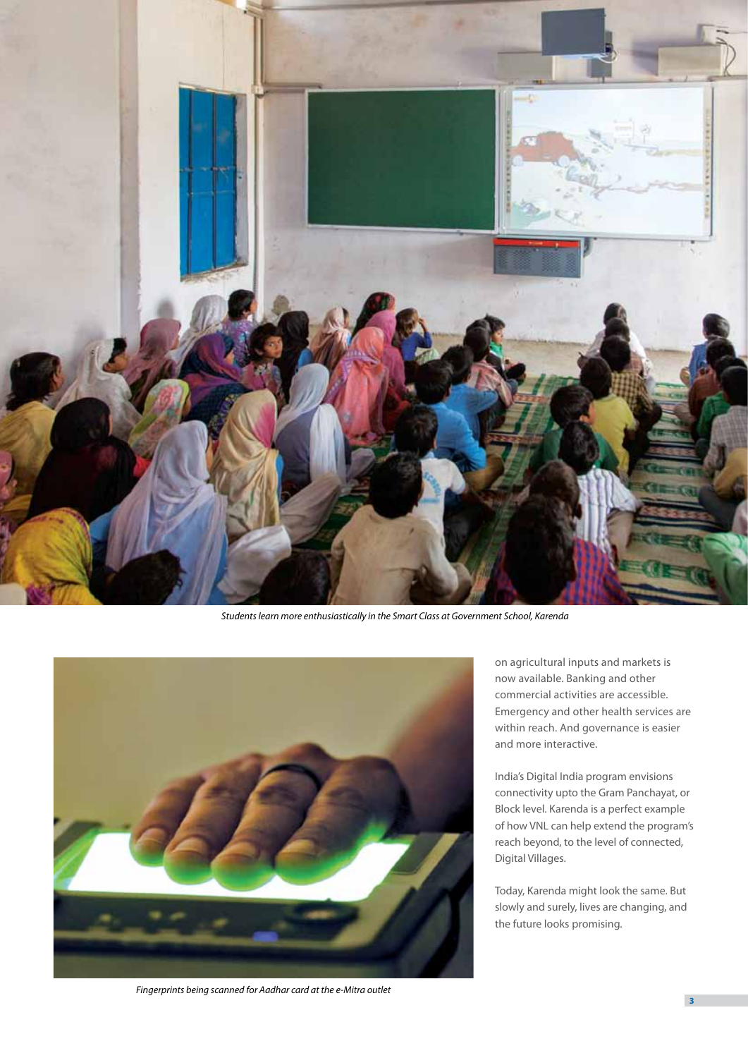*Students learn more enthusiastically in the Smart Class at Government School, Karenda*

*Fingerprints being scanned for Aadhar card at the e-Mitra outlet*

on agricultural inputs and markets is now available. Banking and other commercial activities are accessible. Emergency and other health services are within reach. And governance is easier and more interactive.

India's Digital India program envisions connectivity upto the Gram Panchayat, or Block level. Karenda is a perfect example of how VNL can help extend the program's reach beyond, to the level of connected, Digital Villages.

Today, Karenda might look the same. But slowly and surely, lives are changing, and the future looks promising.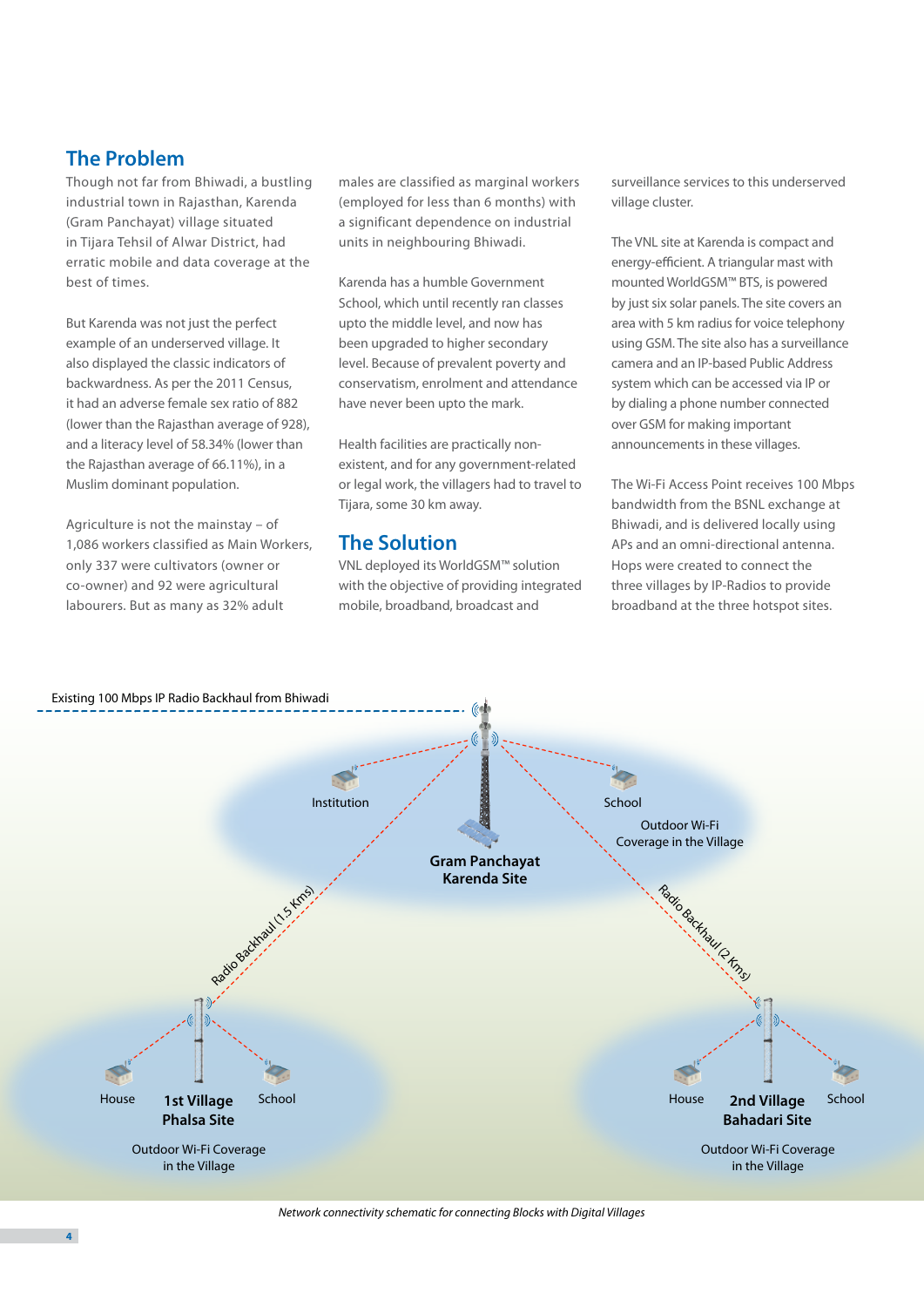## The Problem

Though not far from Bhiwadi, a bustling industrial town in Rajasthan, Karenda (Gram Panchayat) village situated in Tijara Tehsil of Alwar District, had erratic mobile and data coverage at the best of times.

But Karenda was not just the perfect example of an underserved village. It also displayed the classic indicators of backwardness. As per the 2011 Census, it had an adverse female sex ratio of 882 (lower than the Rajasthan average of 928), and a literacy level of 58.34% (lower than the Rajasthan average of 66.11%), in a Muslim dominant population.

Agriculture is not the mainstay – of 1,086 workers classified as Main Workers, only 337 were cultivators (owner or co-owner) and 92 were agricultural labourers. But as many as 32% adult males are classified as marginal workers (employed for less than 6 months) with a significant dependence on industrial units in neighbouring Bhiwadi.

Karenda has a humble Government School, which until recently ran classes upto the middle level, and now has been upgraded to higher secondary level. Because of prevalent poverty and conservatism, enrolment and attendance have never been upto the mark.

Health facilities are practically non-existent, and for any government-related or legal work, the villagers had to travel to Tijara, some 30 km away.

## The Solution

VNL deployed its WorldGSM™ solution with the objective of providing integrated mobile, broadband, broadcast and surveillance services to this underserved village cluster.

The VNL site at Karenda is compact and energy-efficient. A triangular mast with mounted WorldGSM™ BTS, is powered by just six solar panels. The site covers an area with 5 km radius for voice telephony using GSM. The site also has a surveillance camera and an IP-based Public Address system which can be accessed via IP or by dialing a phone number connected over GSM for making important announcements in these villages.

The Wi-Fi Access Point receives 100 Mbps bandwidth from the BSNL exchange at Bhiwadi, and is delivered locally using APs and an omni-directional antenna. Hops were created to connect the three villages by IP-Radios to provide broadband at the three hotspot sites.

Existing 100 Mbps IP Radio Backhaul from Bhiwadi

Institution — School — Outdoor Wi-Fi Coverage in the Village — **Gram Panchayat Karenda Site**

Radio Backhaul (1.5 Kms) — Radio Backhaul (2 Kms)

House — **1st Village Phalsa Site** — School — Outdoor Wi-Fi Coverage in the Village

House — **2nd Village Bahadari Site** — School — Outdoor Wi-Fi Coverage in the Village

*Network connectivity schematic for connecting Blocks with Digital Villages*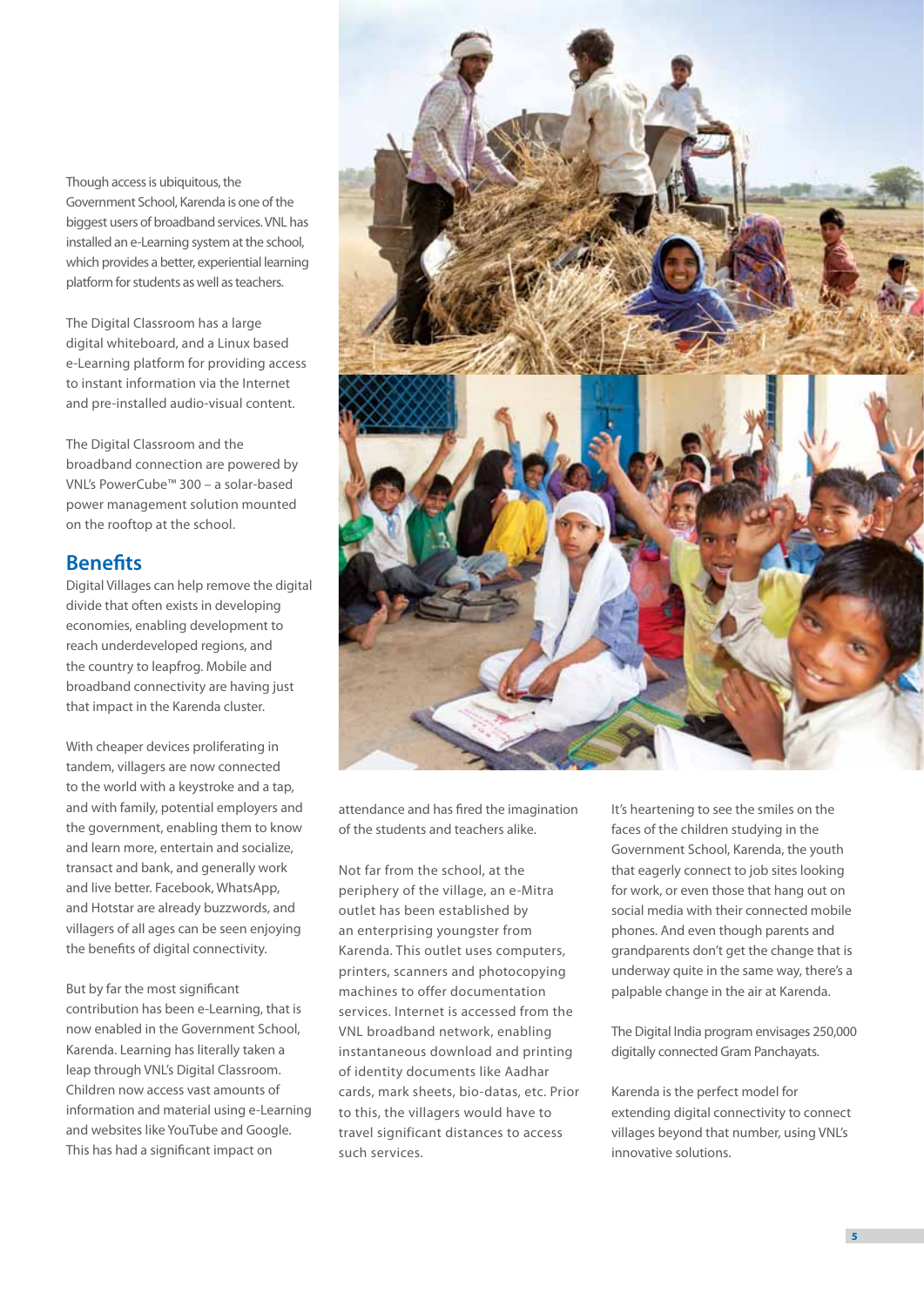Though access is ubiquitous, the Government School, Karenda is one of the biggest users of broadband services. VNL has installed an e-Learning system at the school, which provides a better, experiential learning platform for students as well as teachers.

The Digital Classroom has a large digital whiteboard, and a Linux based e-Learning platform for providing access to instant information via the Internet and pre-installed audio-visual content.

The Digital Classroom and the broadband connection are powered by VNL's PowerCube™ 300 – a solar-based power management solution mounted on the rooftop at the school.

## Benefits

Digital Villages can help remove the digital divide that often exists in developing economies, enabling development to reach underdeveloped regions, and the country to leapfrog. Mobile and broadband connectivity are having just that impact in the Karenda cluster.

With cheaper devices proliferating in tandem, villagers are now connected to the world with a keystroke and a tap, and with family, potential employers and the government, enabling them to know and learn more, entertain and socialize, transact and bank, and generally work and live better. Facebook, WhatsApp, and Hotstar are already buzzwords, and villagers of all ages can be seen enjoying the benefits of digital connectivity.

But by far the most significant contribution has been e-Learning, that is now enabled in the Government School, Karenda. Learning has literally taken a leap through VNL's Digital Classroom. Children now access vast amounts of information and material using e-Learning and websites like YouTube and Google. This has had a significant impact on attendance and has fired the imagination of the students and teachers alike.

Not far from the school, at the periphery of the village, an e-Mitra outlet has been established by an enterprising youngster from Karenda. This outlet uses computers, printers, scanners and photocopying machines to offer documentation services. Internet is accessed from the VNL broadband network, enabling instantaneous download and printing of identity documents like Aadhar cards, mark sheets, bio-datas, etc. Prior to this, the villagers would have to travel significant distances to access such services.

It's heartening to see the smiles on the faces of the children studying in the Government School, Karenda, the youth that eagerly connect to job sites looking for work, or even those that hang out on social media with their connected mobile phones. And even though parents and grandparents don't get the change that is underway quite in the same way, there's a palpable change in the air at Karenda.

The Digital India program envisages 250,000 digitally connected Gram Panchayats.

Karenda is the perfect model for extending digital connectivity to connect villages beyond that number, using VNL's innovative solutions.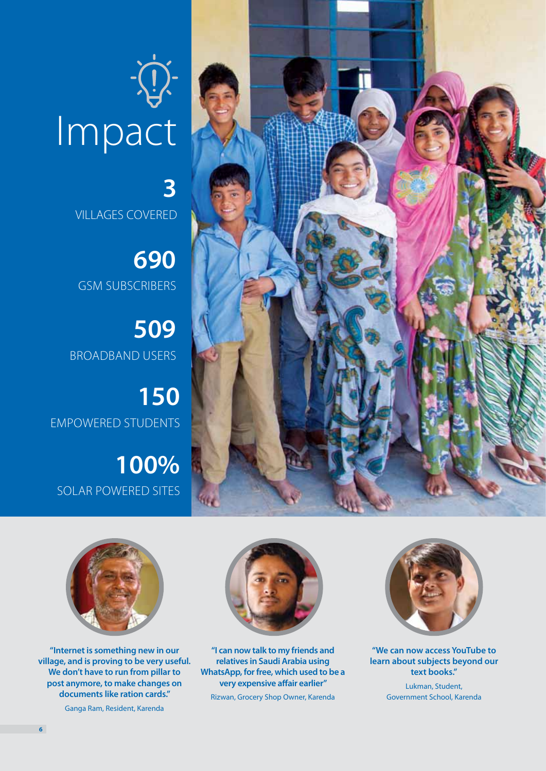# Impact

**3**
VILLAGES COVERED

**690**
GSM SUBSCRIBERS

**509**
BROADBAND USERS

**150**
EMPOWERED STUDENTS

**100%**
SOLAR POWERED SITES

**"Internet is something new in our village, and is proving to be very useful. We don't have to run from pillar to post anymore, to make changes on documents like ration cards."**

Ganga Ram, Resident, Karenda

**"I can now talk to my friends and relatives in Saudi Arabia using WhatsApp, for free, which used to be a very expensive affair earlier"**

Rizwan, Grocery Shop Owner, Karenda

**"We can now access YouTube to learn about subjects beyond our text books."**

Lukman, Student, Government School, Karenda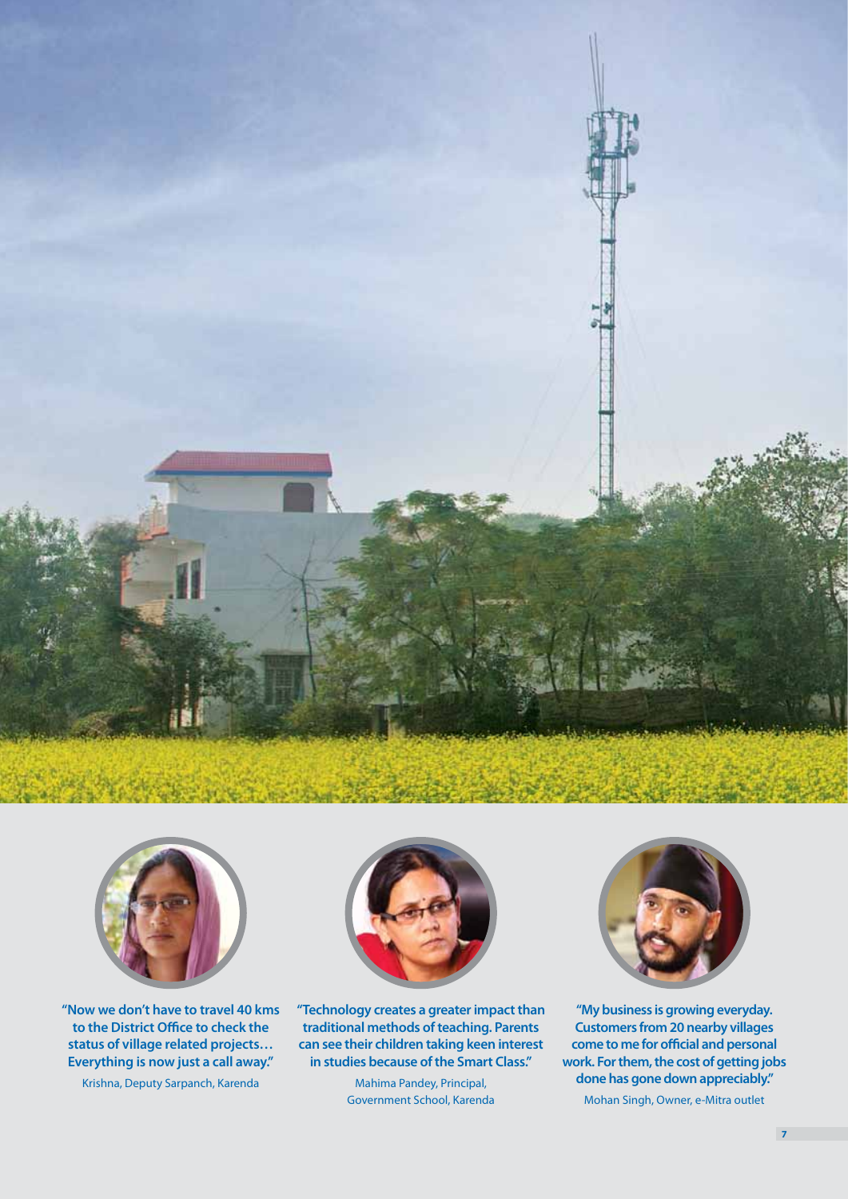**"Now we don't have to travel 40 kms to the District Office to check the status of village related projects… Everything is now just a call away."**

Krishna, Deputy Sarpanch, Karenda

**"Technology creates a greater impact than traditional methods of teaching. Parents can see their children taking keen interest in studies because of the Smart Class."**

Mahima Pandey, Principal, Government School, Karenda

**"My business is growing everyday. Customers from 20 nearby villages come to me for official and personal work. For them, the cost of getting jobs done has gone down appreciably."**

Mohan Singh, Owner, e-Mitra outlet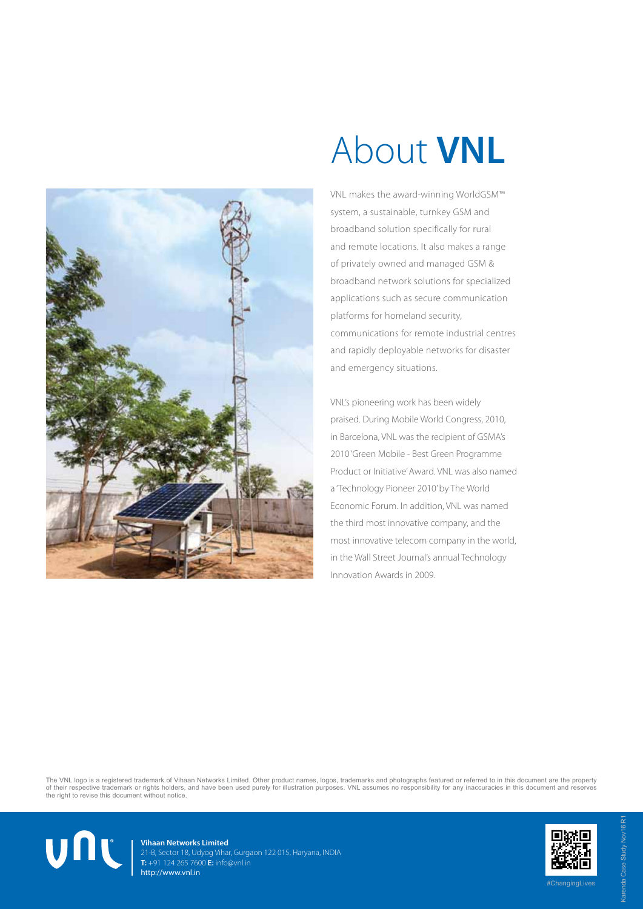# About **VNL**

VNL makes the award-winning WorldGSM™ system, a sustainable, turnkey GSM and broadband solution specifically for rural and remote locations. It also makes a range of privately owned and managed GSM & broadband network solutions for specialized applications such as secure communication platforms for homeland security, communications for remote industrial centres and rapidly deployable networks for disaster and emergency situations.

VNL's pioneering work has been widely praised. During Mobile World Congress, 2010, in Barcelona, VNL was the recipient of GSMA's 2010 'Green Mobile - Best Green Programme Product or Initiative' Award. VNL was also named a 'Technology Pioneer 2010' by The World Economic Forum. In addition, VNL was named the third most innovative company, and the most innovative telecom company in the world, in the Wall Street Journal's annual Technology Innovation Awards in 2009.

The VNL logo is a registered trademark of Vihaan Networks Limited. Other product names, logos, trademarks and photographs featured or referred to in this document are the property of their respective trademark or rights holders, and have been used purely for illustration purposes. VNL assumes no responsibility for any inaccuracies in this document and reserves the right to revise this document without notice.

**Vihaan Networks Limited**
21-B, Sector 18, Udyog Vihar, Gurgaon 122 015, Haryana, INDIA
**T:** +91 124 265 7600 **E:** info@vnl.in
http://www.vnl.in

#ChangingLives

Karenda Case Study Nov16 R1